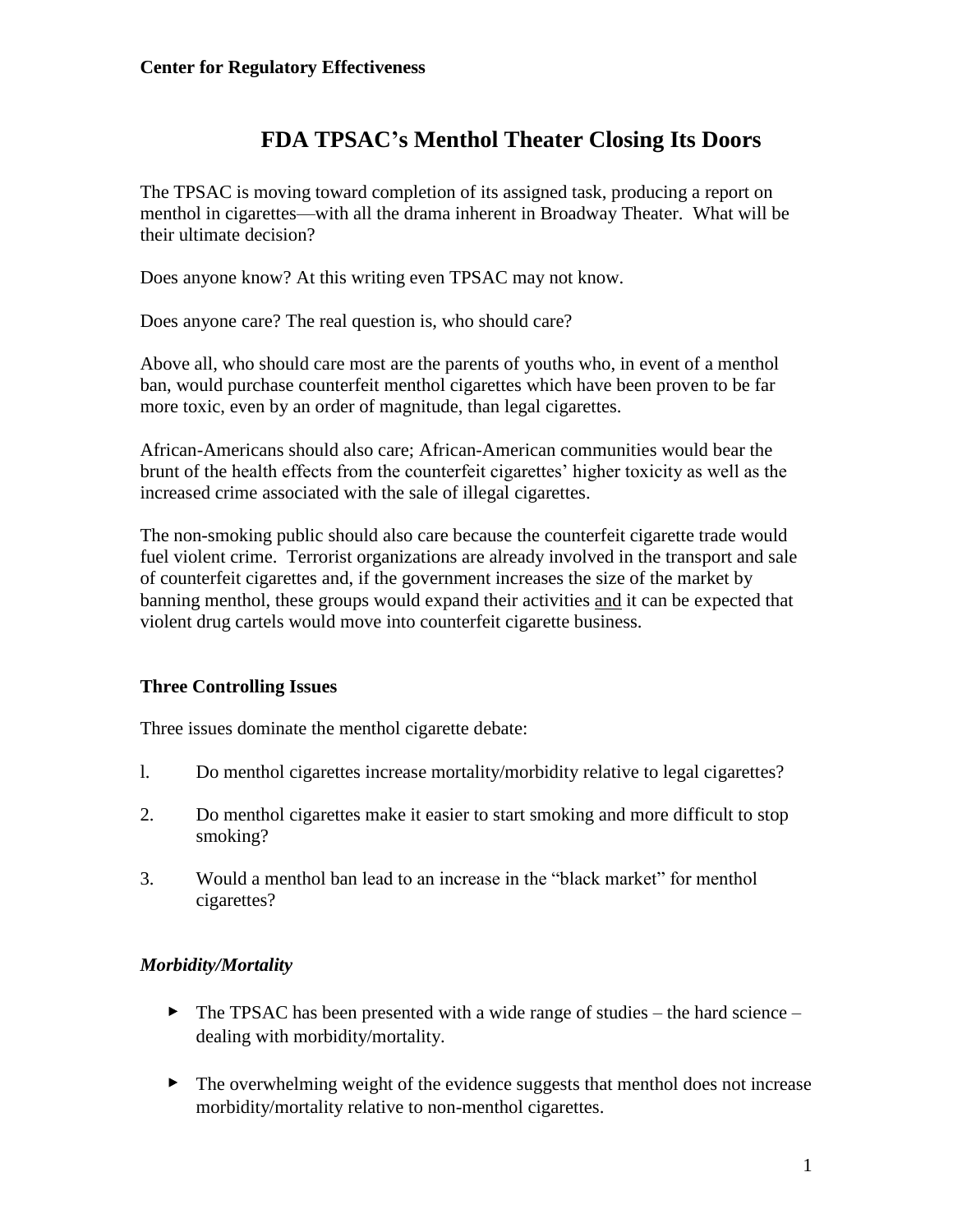**Center for Regulatory Effectiveness**

# FDA TPSAC's Menthol Theater Closing Its Doors

The TPSAC is moving toward completion of its assigned task, producing a report on menthol in cigarettes—with all the drama inherent in Broadway Theater. What will be their ultimate decision?

Does anyone know? At this writing even TPSAC may not know.

Does anyone care? The real question is, who should care?

Above all, who should care most are the parents of youths who, in event of a menthol ban, would purchase counterfeit menthol cigarettes which have been proven to be far more toxic, even by an order of magnitude, than legal cigarettes.

African-Americans should also care; African-American communities would bear the brunt of the health effects from the counterfeit cigarettes' higher toxicity as well as the increased crime associated with the sale of illegal cigarettes.

The non-smoking public should also care because the counterfeit cigarette trade would fuel violent crime. Terrorist organizations are already involved in the transport and sale of counterfeit cigarettes and, if the government increases the size of the market by banning menthol, these groups would expand their activities <u>and</u> it can be expected that violent drug cartels would move into counterfeit cigarette business.

## Three Controlling Issues

Three issues dominate the menthol cigarette debate:

l. Do menthol cigarettes increase mortality/morbidity relative to legal cigarettes?

2. Do menthol cigarettes make it easier to start smoking and more difficult to stop smoking?

3. Would a menthol ban lead to an increase in the "black market" for menthol cigarettes?

### *Morbidity/Mortality*

- The TPSAC has been presented with a wide range of studies – the hard science – dealing with morbidity/mortality.
- The overwhelming weight of the evidence suggests that menthol does not increase morbidity/mortality relative to non-menthol cigarettes.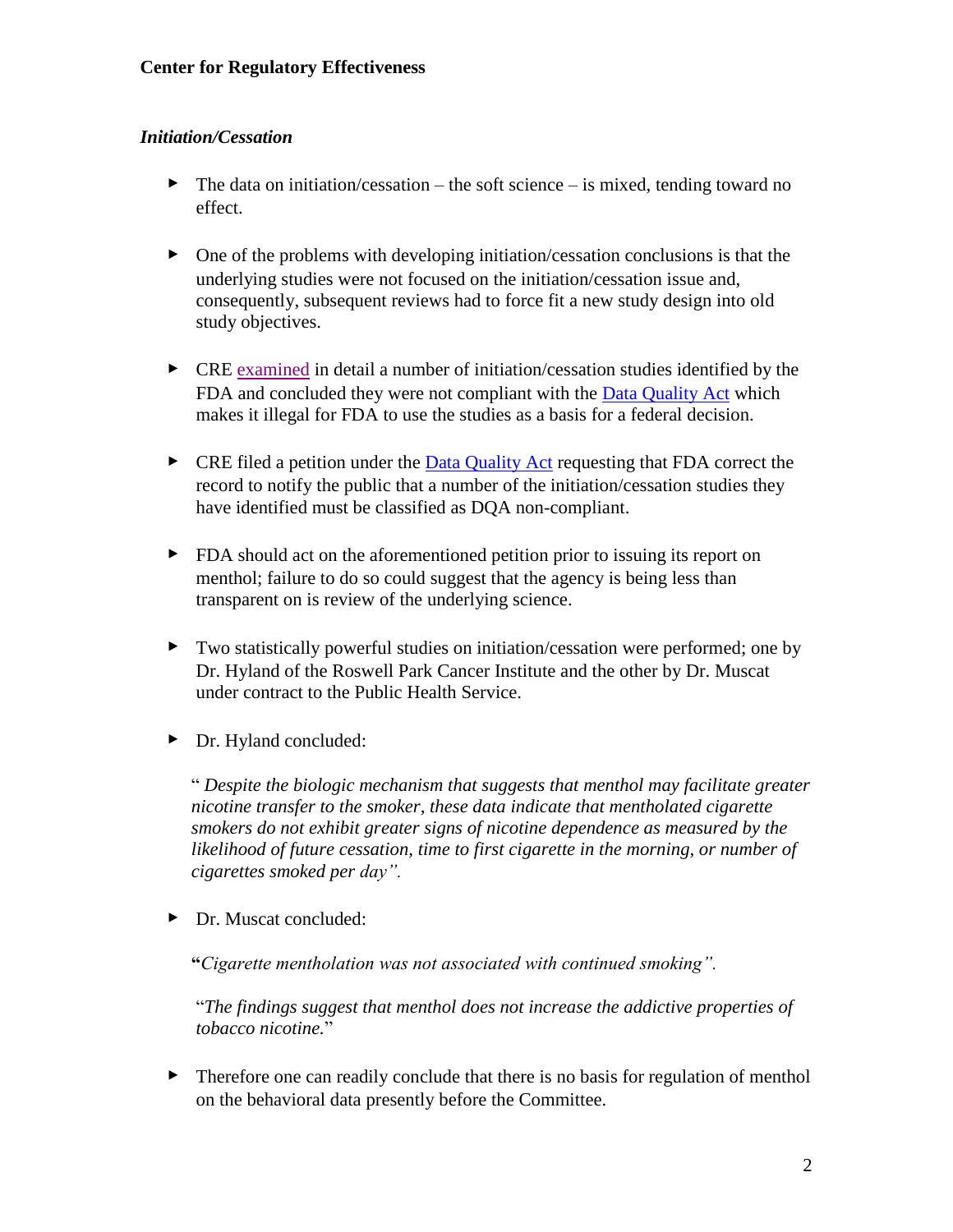### *Initiation/Cessation*

- The data on initiation/cessation – the soft science – is mixed, tending toward no effect.

- One of the problems with developing initiation/cessation conclusions is that the underlying studies were not focused on the initiation/cessation issue and, consequently, subsequent reviews had to force fit a new study design into old study objectives.

- CRE examined in detail a number of initiation/cessation studies identified by the FDA and concluded they were not compliant with the Data Quality Act which makes it illegal for FDA to use the studies as a basis for a federal decision.

- CRE filed a petition under the Data Quality Act requesting that FDA correct the record to notify the public that a number of the initiation/cessation studies they have identified must be classified as DQA non-compliant.

- FDA should act on the aforementioned petition prior to issuing its report on menthol; failure to do so could suggest that the agency is being less than transparent on is review of the underlying science.

- Two statistically powerful studies on initiation/cessation were performed; one by Dr. Hyland of the Roswell Park Cancer Institute and the other by Dr. Muscat under contract to the Public Health Service.

- Dr. Hyland concluded:

  " *Despite the biologic mechanism that suggests that menthol may facilitate greater nicotine transfer to the smoker, these data indicate that mentholated cigarette smokers do not exhibit greater signs of nicotine dependence as measured by the likelihood of future cessation, time to first cigarette in the morning, or number of cigarettes smoked per day".*

- Dr. Muscat concluded:

  **"***Cigarette mentholation was not associated with continued smoking".*

  "*The findings suggest that menthol does not increase the addictive properties of tobacco nicotine.*"

- Therefore one can readily conclude that there is no basis for regulation of menthol on the behavioral data presently before the Committee.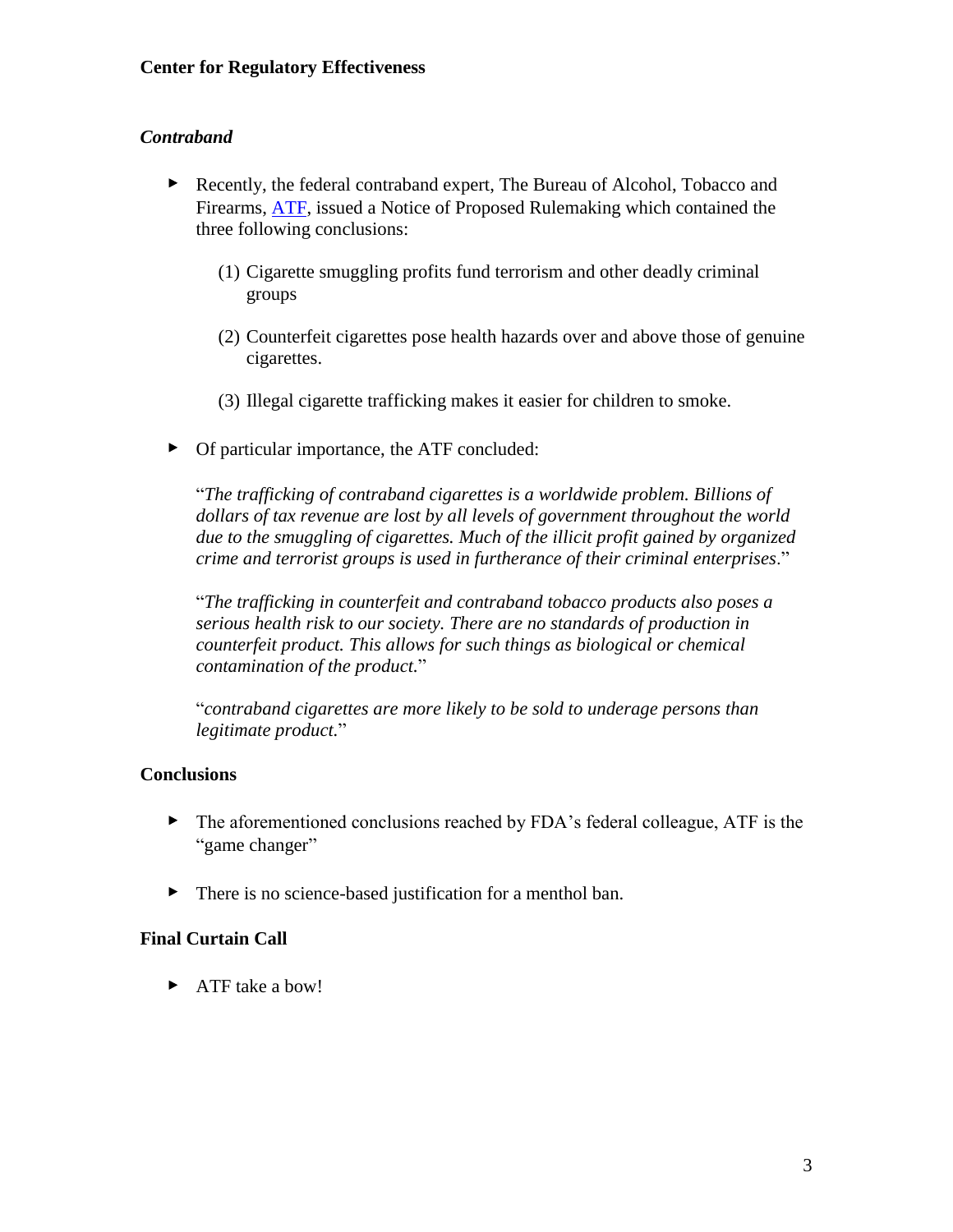### *Contraband*

- Recently, the federal contraband expert, The Bureau of Alcohol, Tobacco and Firearms, ATF, issued a Notice of Proposed Rulemaking which contained the three following conclusions:

  (1) Cigarette smuggling profits fund terrorism and other deadly criminal groups

  (2) Counterfeit cigarettes pose health hazards over and above those of genuine cigarettes.

  (3) Illegal cigarette trafficking makes it easier for children to smoke.

- Of particular importance, the ATF concluded:

  "*The trafficking of contraband cigarettes is a worldwide problem. Billions of dollars of tax revenue are lost by all levels of government throughout the world due to the smuggling of cigarettes. Much of the illicit profit gained by organized crime and terrorist groups is used in furtherance of their criminal enterprises*."

  "*The trafficking in counterfeit and contraband tobacco products also poses a serious health risk to our society. There are no standards of production in counterfeit product. This allows for such things as biological or chemical contamination of the product.*"

  "*contraband cigarettes are more likely to be sold to underage persons than legitimate product*."

### Conclusions

- The aforementioned conclusions reached by FDA's federal colleague, ATF is the "game changer"

- There is no science-based justification for a menthol ban.

### Final Curtain Call

- ATF take a bow!